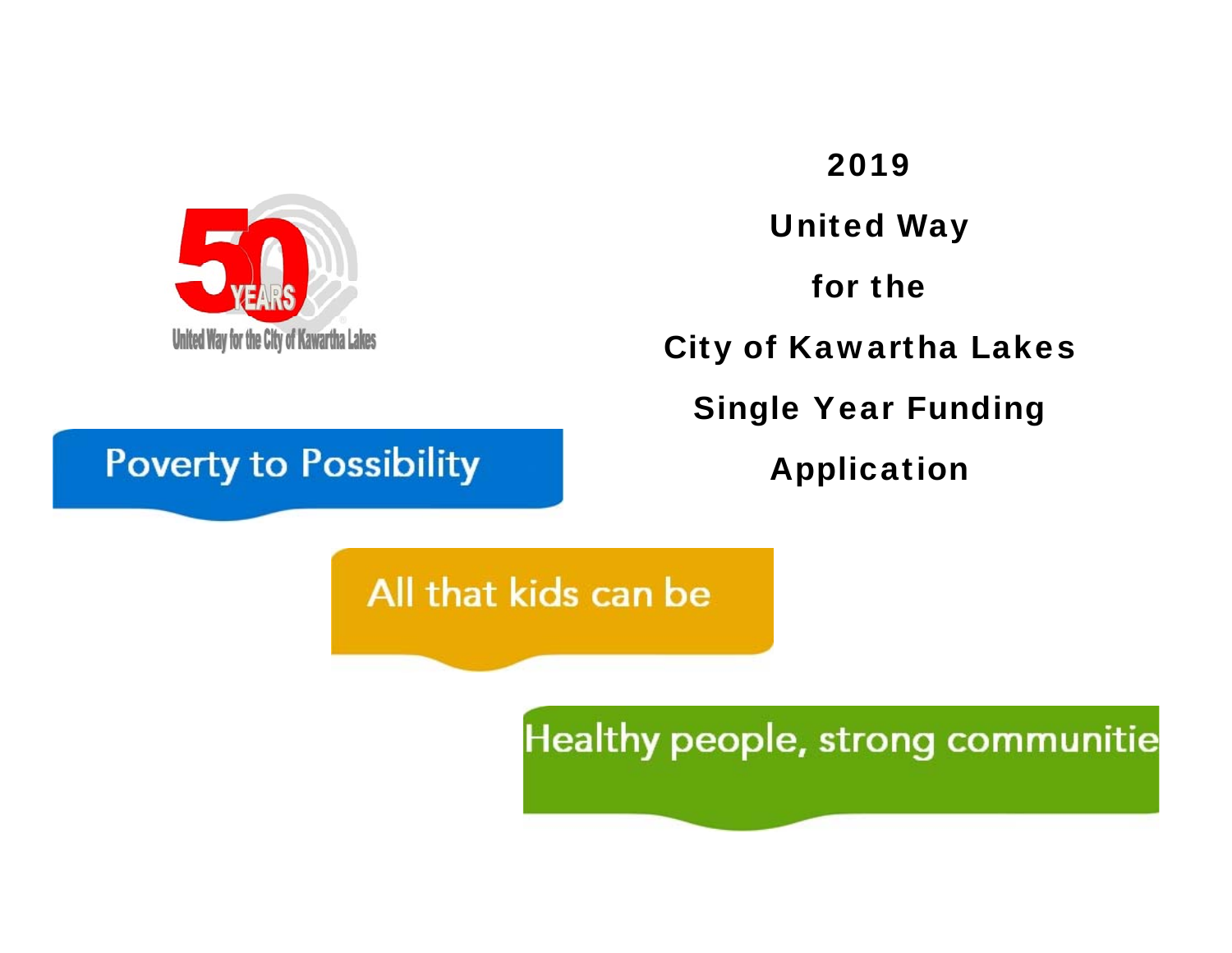50 YEARS

United Way for the City of Kawartha Lakes

# 2019

# United Way

# for the

# City of Kawartha Lakes

# Single Year Funding

# Application

Poverty to Possibility

All that kids can be

Healthy people, strong communitie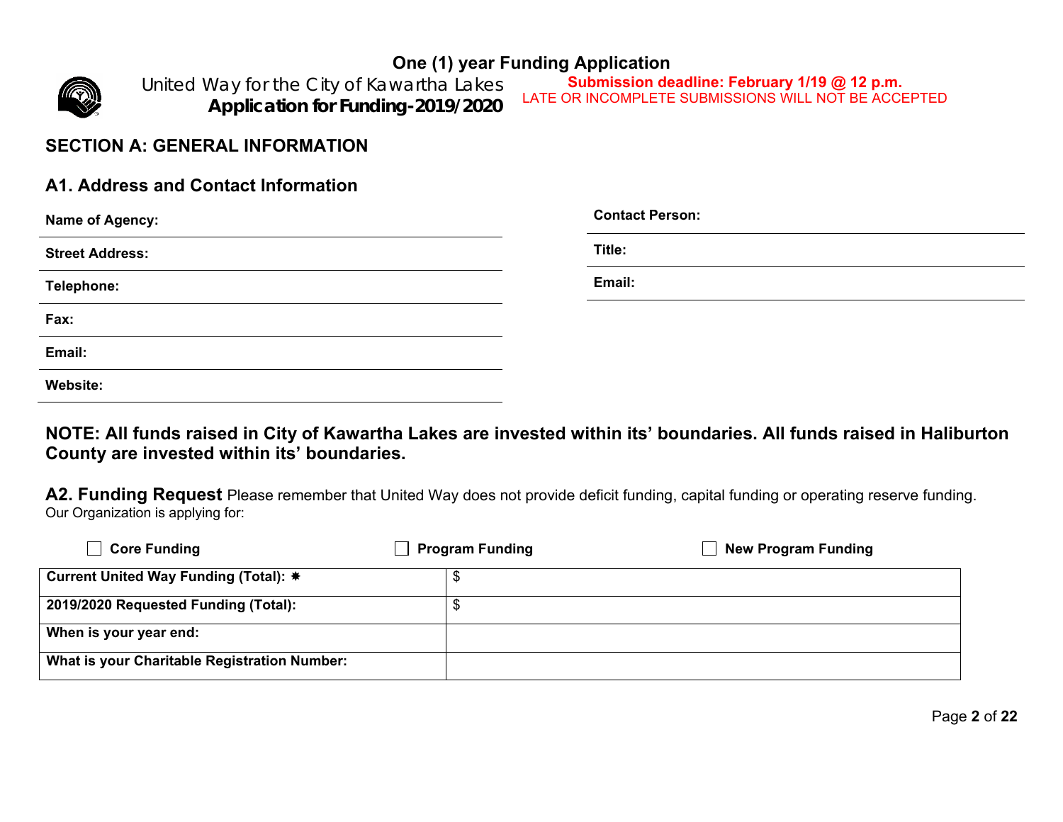**One (1) year Funding Application**

United Way for the City of Kawartha Lakes
**Application for Funding-2019/2020**

**Submission deadline: February 1/19 @ 12 p.m.**
LATE OR INCOMPLETE SUBMISSIONS WILL NOT BE ACCEPTED

## SECTION A: GENERAL INFORMATION

### A1. Address and Contact Information

**Name of Agency:**

**Street Address:**

**Telephone:**

**Fax:**

**Email:**

**Website:**

**Contact Person:**

**Title:**

**Email:**

**NOTE: All funds raised in City of Kawartha Lakes are invested within its' boundaries. All funds raised in Haliburton County are invested within its' boundaries.**

**A2. Funding Request** Please remember that United Way does not provide deficit funding, capital funding or operating reserve funding.
Our Organization is applying for:

☐ **Core Funding** ☐ **Program Funding** ☐ **New Program Funding**

| | |
|---|---|
| **Current United Way Funding (Total):** * | $ |
| **2019/2020 Requested Funding (Total):** | $ |
| **When is your year end:** | |
| **What is your Charitable Registration Number:** | |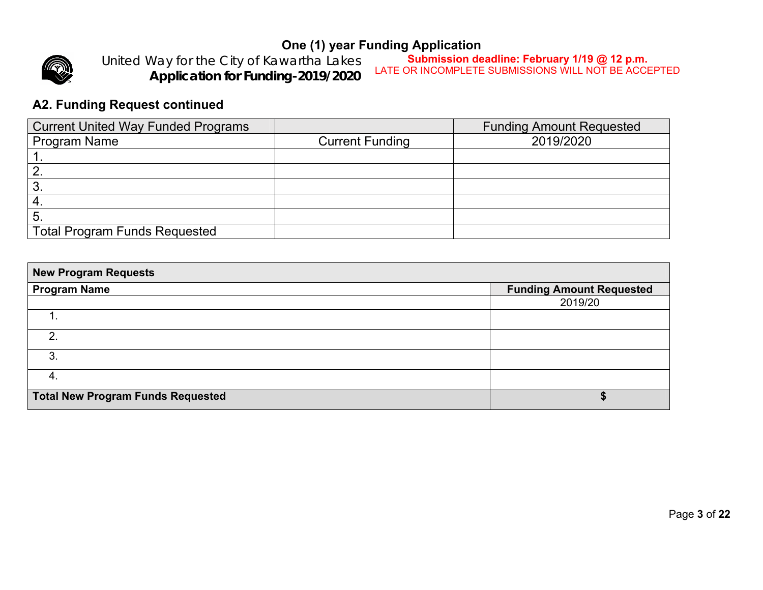One (1) year Funding Application

United Way for the City of Kawartha Lakes
**Application for Funding-2019/2020**

**Submission deadline: February 1/19 @ 12 p.m.**
LATE OR INCOMPLETE SUBMISSIONS WILL NOT BE ACCEPTED

## A2. Funding Request continued

| Current United Way Funded Programs | | Funding Amount Requested |
|---|---|---|
| Program Name | Current Funding | 2019/2020 |
| 1. | | |
| 2. | | |
| 3. | | |
| 4. | | |
| 5. | | |
| Total Program Funds Requested | | |

| **New Program Requests** | |
|---|---|
| **Program Name** | **Funding Amount Requested** |
| | 2019/20 |
| 1. | |
| 2. | |
| 3. | |
| 4. | |
| **Total New Program Funds Requested** | **$** |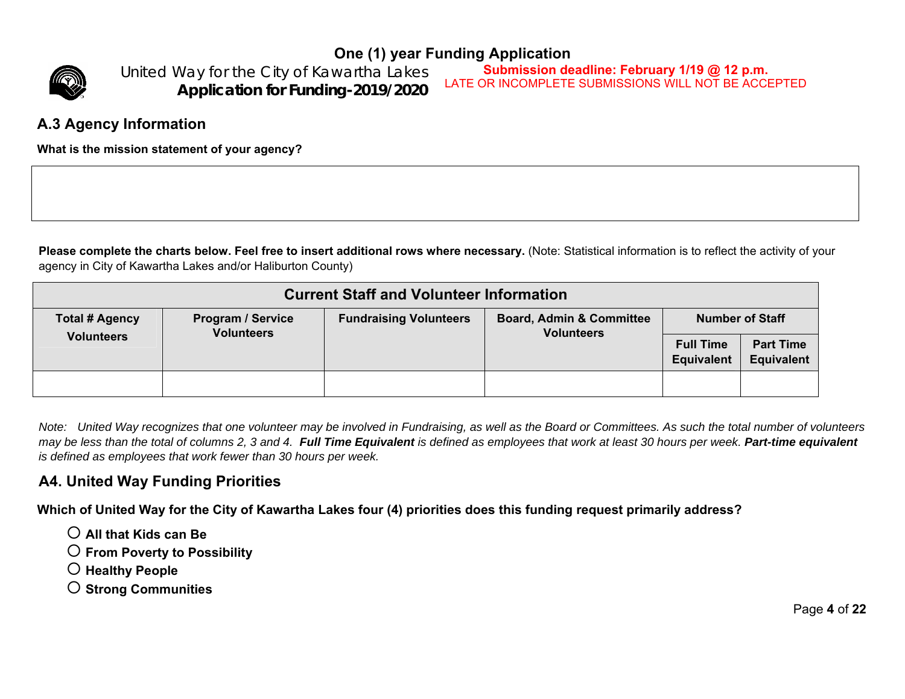One (1) year Funding Application

United Way for the City of Kawartha Lakes
**Application for Funding-2019/2020**

**Submission deadline: February 1/19 @ 12 p.m.**
LATE OR INCOMPLETE SUBMISSIONS WILL NOT BE ACCEPTED

## A.3 Agency Information

**What is the mission statement of your agency?**

| |
|---|
| |

**Please complete the charts below. Feel free to insert additional rows where necessary.** (Note: Statistical information is to reflect the activity of your agency in City of Kawartha Lakes and/or Haliburton County)

| Current Staff and Volunteer Information | | | | | |
|---|---|---|---|---|---|
| Total # Agency Volunteers | Program / Service Volunteers | Fundraising Volunteers | Board, Admin & Committee Volunteers | Number of Staff | |
| | | | | Full Time Equivalent | Part Time Equivalent |
| | | | | | |

*Note: United Way recognizes that one volunteer may be involved in Fundraising, as well as the Board or Committees. As such the total number of volunteers may be less than the total of columns 2, 3 and 4.* ***Full Time Equivalent*** *is defined as employees that work at least 30 hours per week.* ***Part-time equivalent*** *is defined as employees that work fewer than 30 hours per week.*

## A4. United Way Funding Priorities

**Which of United Way for the City of Kawartha Lakes four (4) priorities does this funding request primarily address?**

- ○ **All that Kids can Be**
- ○ **From Poverty to Possibility**
- ○ **Healthy People**
- ○ **Strong Communities**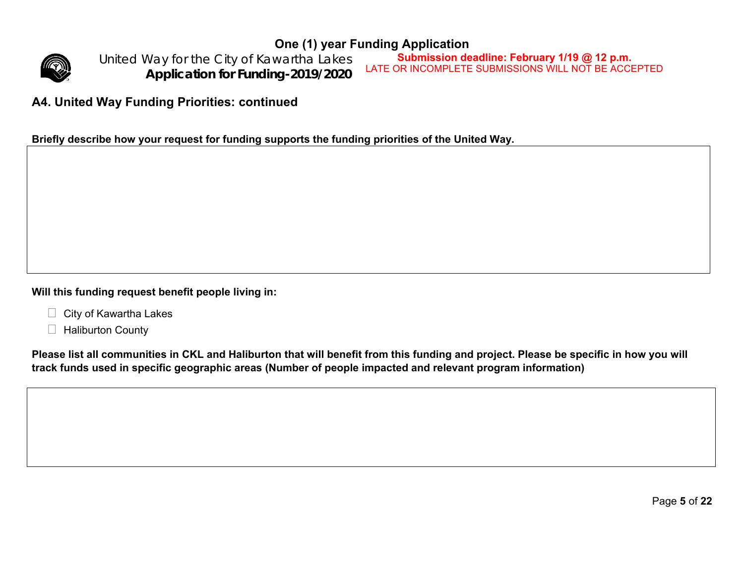## A4. United Way Funding Priorities: continued

**Briefly describe how your request for funding supports the funding priorities of the United Way.**

| |
|---|
| |

**Will this funding request benefit people living in:**

- ☐ City of Kawartha Lakes
- ☐ Haliburton County

**Please list all communities in CKL and Haliburton that will benefit from this funding and project. Please be specific in how you will track funds used in specific geographic areas (Number of people impacted and relevant program information)**

| |
|---|
| |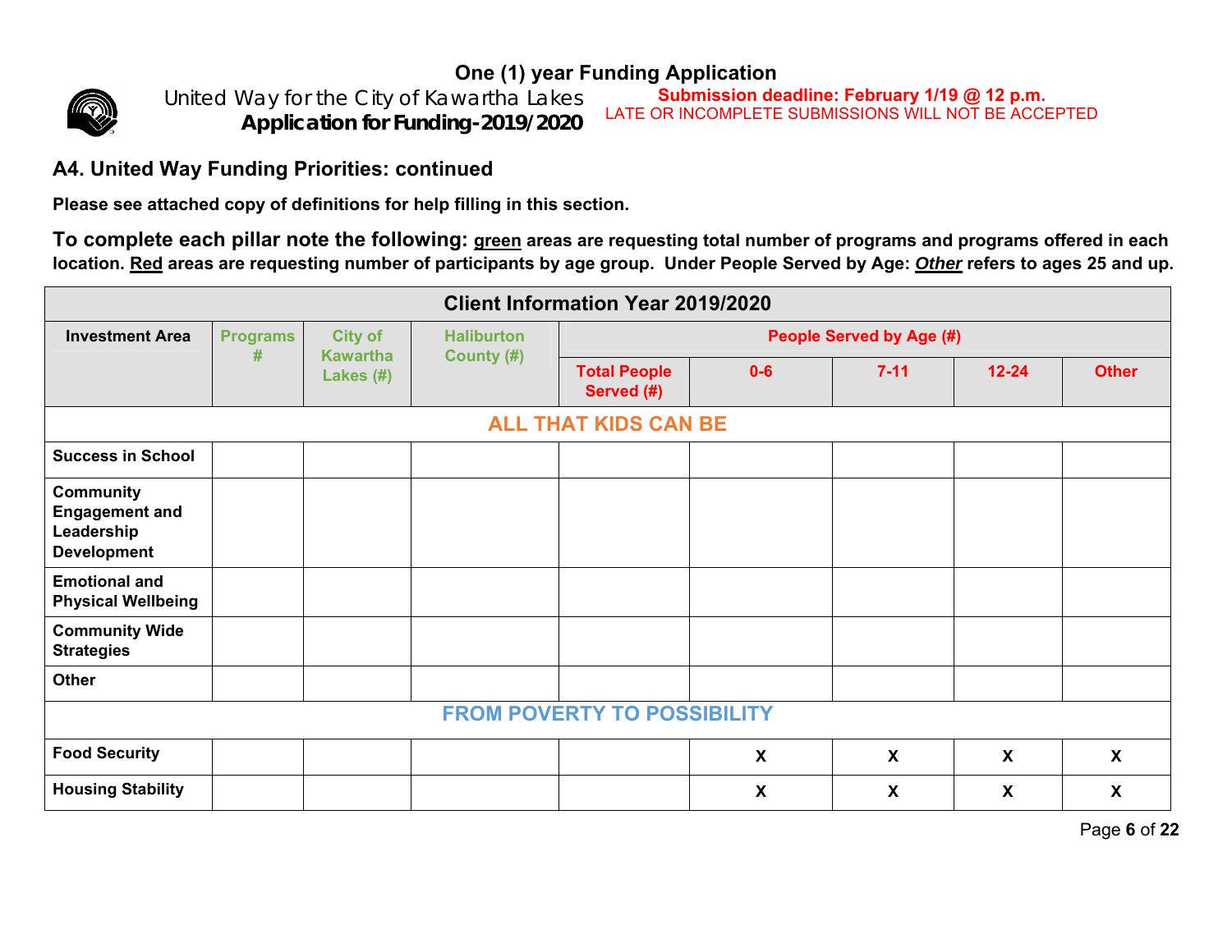# One (1) year Funding Application

United Way for the City of Kawartha Lakes
**Application for Funding-2019/2020**

**Submission deadline: February 1/19 @ 12 p.m.**
LATE OR INCOMPLETE SUBMISSIONS WILL NOT BE ACCEPTED

## A4. United Way Funding Priorities: continued

**Please see attached copy of definitions for help filling in this section.**

**To complete each pillar note the following: green areas are requesting total number of programs and programs offered in each location. Red areas are requesting number of participants by age group. Under People Served by Age: *Other* refers to ages 25 and up.**

| Client Information Year 2019/2020 | | | | | | | | |
|---|---|---|---|---|---|---|---|---|
| **Investment Area** | **Programs #** | **City of Kawartha Lakes (#)** | **Haliburton County (#)** | **People Served by Age (#)** | | | | |
| | | | | **Total People Served (#)** | **0-6** | **7-11** | **12-24** | **Other** |
| **ALL THAT KIDS CAN BE** | | | | | | | | |
| **Success in School** | | | | | | | | |
| **Community Engagement and Leadership Development** | | | | | | | | |
| **Emotional and Physical Wellbeing** | | | | | | | | |
| **Community Wide Strategies** | | | | | | | | |
| **Other** | | | | | | | | |
| **FROM POVERTY TO POSSIBILITY** | | | | | | | | |
| **Food Security** | | | | | X | X | X | X |
| **Housing Stability** | | | | | X | X | X | X |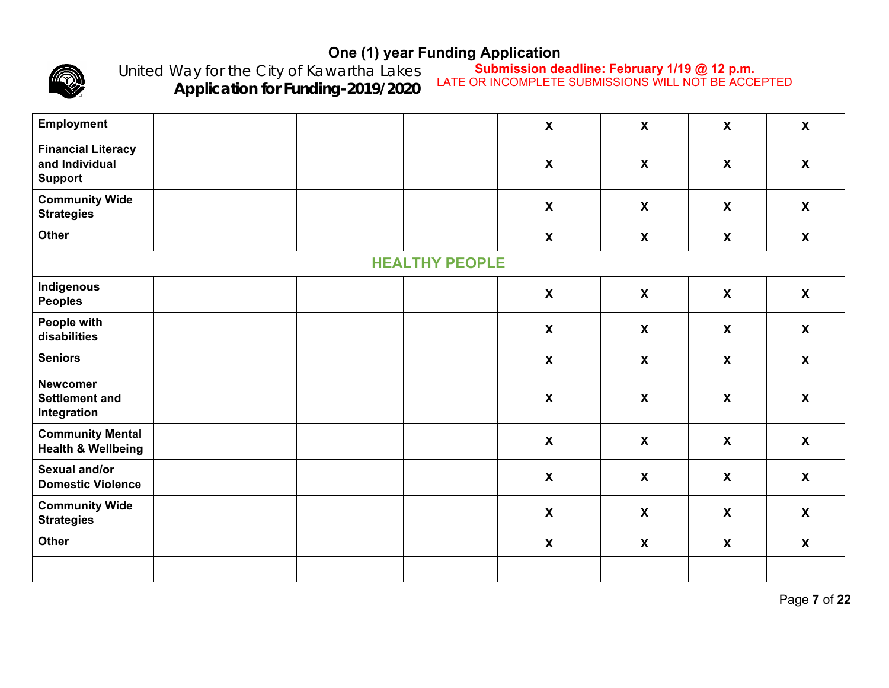# One (1) year Funding Application

United Way for the City of Kawartha Lakes
**Application for Funding-2019/2020**

**Submission deadline: February 1/19 @ 12 p.m.**
LATE OR INCOMPLETE SUBMISSIONS WILL NOT BE ACCEPTED

| | | | | | | | | |
|---|---|---|---|---|---|---|---|---|
| **Employment** | | | | | **X** | **X** | **X** | **X** |
| **Financial Literacy and Individual Support** | | | | | **X** | **X** | **X** | **X** |
| **Community Wide Strategies** | | | | | **X** | **X** | **X** | **X** |
| **Other** | | | | | **X** | **X** | **X** | **X** |
| **HEALTHY PEOPLE** | | | | | | | | |
| **Indigenous Peoples** | | | | | **X** | **X** | **X** | **X** |
| **People with disabilities** | | | | | **X** | **X** | **X** | **X** |
| **Seniors** | | | | | **X** | **X** | **X** | **X** |
| **Newcomer Settlement and Integration** | | | | | **X** | **X** | **X** | **X** |
| **Community Mental Health & Wellbeing** | | | | | **X** | **X** | **X** | **X** |
| **Sexual and/or Domestic Violence** | | | | | **X** | **X** | **X** | **X** |
| **Community Wide Strategies** | | | | | **X** | **X** | **X** | **X** |
| **Other** | | | | | **X** | **X** | **X** | **X** |
| | | | | | | | | |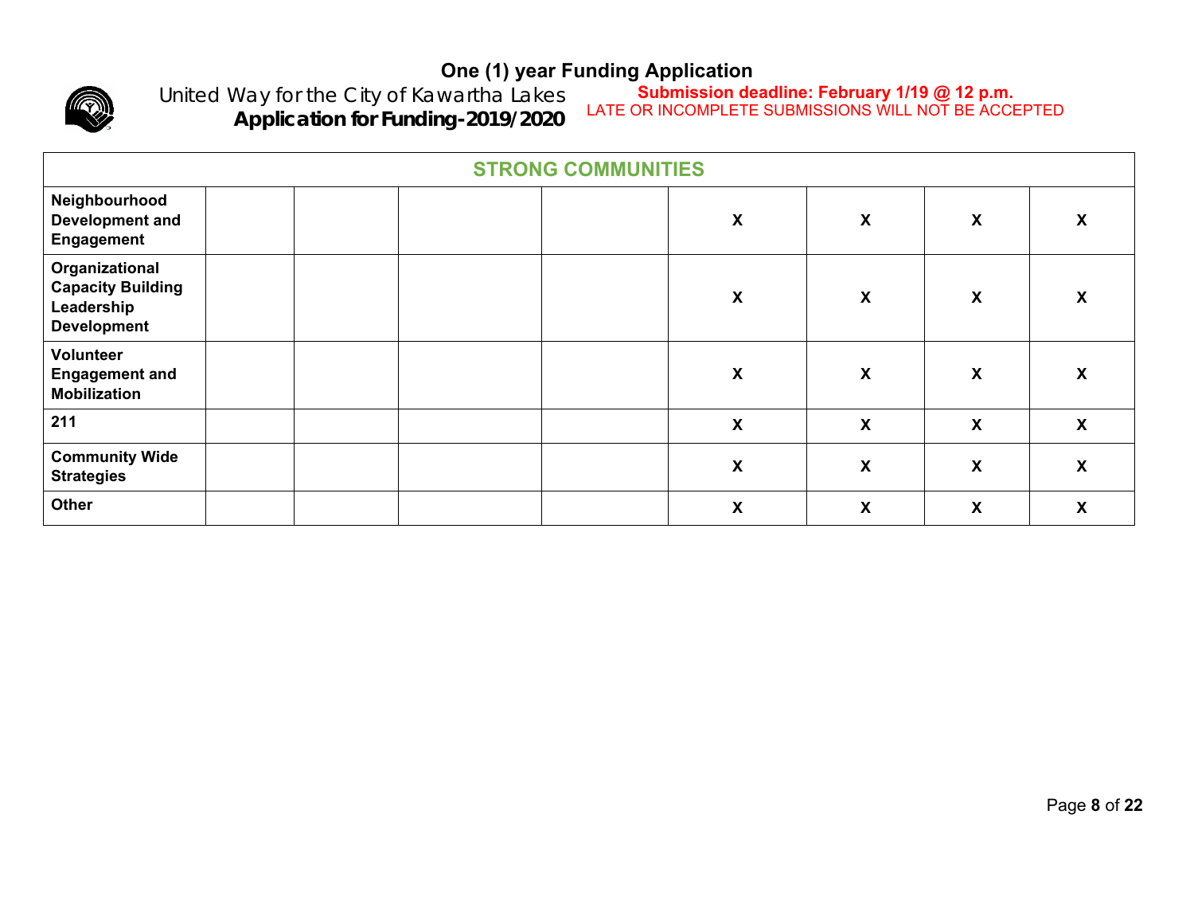**One (1) year Funding Application**

United Way for the City of Kawartha Lakes
**Application for Funding-2019/2020**

**Submission deadline: February 1/19 @ 12 p.m.**
LATE OR INCOMPLETE SUBMISSIONS WILL NOT BE ACCEPTED

| STRONG COMMUNITIES | | | | | | | | |
|---|---|---|---|---|---|---|---|---|
| **Neighbourhood Development and Engagement** | | | | | **X** | **X** | **X** | **X** |
| **Organizational Capacity Building Leadership Development** | | | | | **X** | **X** | **X** | **X** |
| **Volunteer Engagement and Mobilization** | | | | | **X** | **X** | **X** | **X** |
| **211** | | | | | **X** | **X** | **X** | **X** |
| **Community Wide Strategies** | | | | | **X** | **X** | **X** | **X** |
| **Other** | | | | | **X** | **X** | **X** | **X** |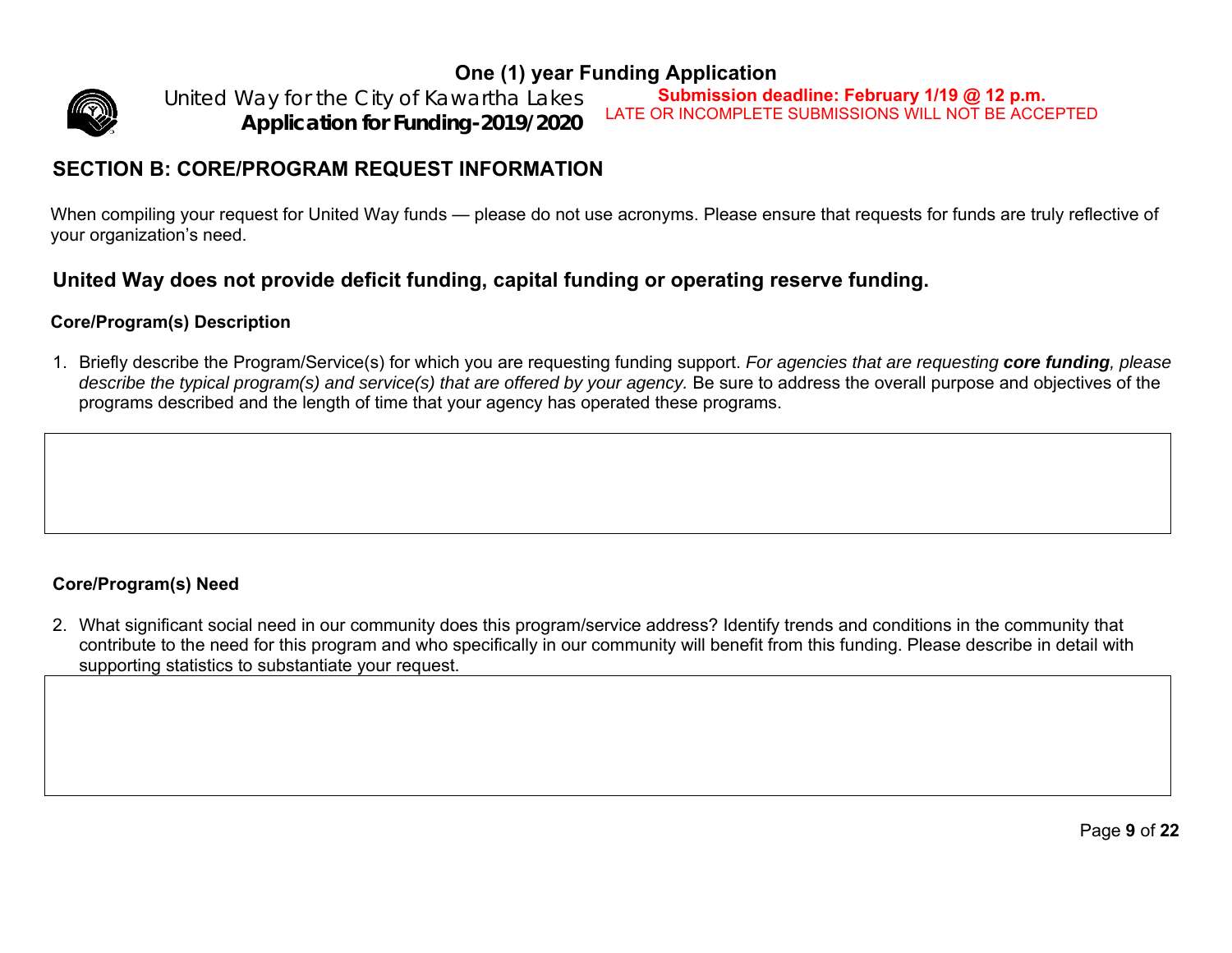# SECTION B: CORE/PROGRAM REQUEST INFORMATION

When compiling your request for United Way funds — please do not use acronyms. Please ensure that requests for funds are truly reflective of your organization's need.

## United Way does not provide deficit funding, capital funding or operating reserve funding.

### Core/Program(s) Description

1. Briefly describe the Program/Service(s) for which you are requesting funding support. *For agencies that are requesting **core funding**, please describe the typical program(s) and service(s) that are offered by your agency.* Be sure to address the overall purpose and objectives of the programs described and the length of time that your agency has operated these programs.

| |
|---|
| |

### Core/Program(s) Need

2. What significant social need in our community does this program/service address? Identify trends and conditions in the community that contribute to the need for this program and who specifically in our community will benefit from this funding. Please describe in detail with supporting statistics to substantiate your request.

| |
|---|
| |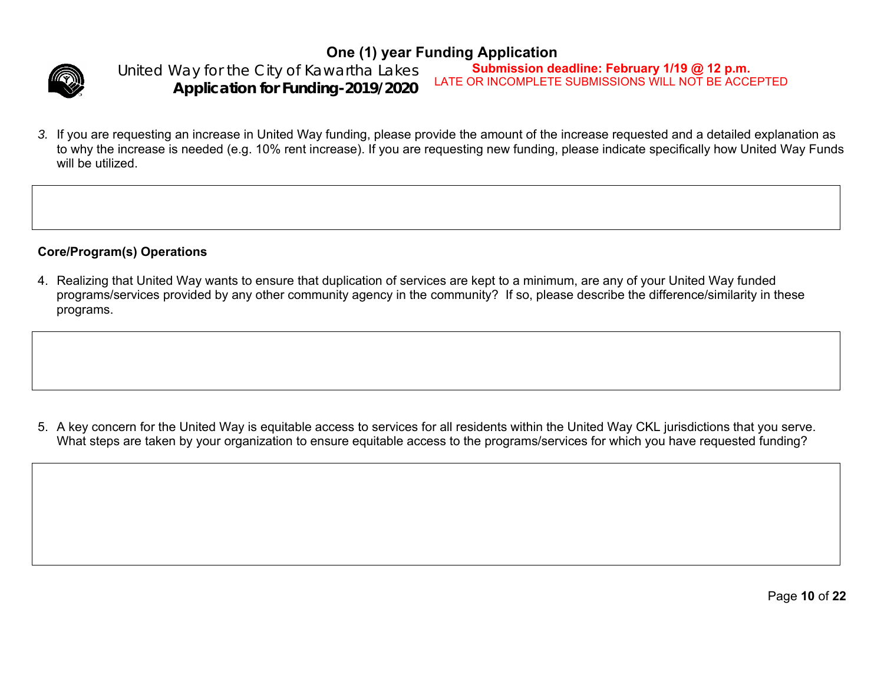3. If you are requesting an increase in United Way funding, please provide the amount of the increase requested and a detailed explanation as to why the increase is needed (e.g. 10% rent increase). If you are requesting new funding, please indicate specifically how United Way Funds will be utilized.

|   |
|---|
|   |

**Core/Program(s) Operations**

4. Realizing that United Way wants to ensure that duplication of services are kept to a minimum, are any of your United Way funded programs/services provided by any other community agency in the community? If so, please describe the difference/similarity in these programs.

|   |
|---|
|   |

5. A key concern for the United Way is equitable access to services for all residents within the United Way CKL jurisdictions that you serve. What steps are taken by your organization to ensure equitable access to the programs/services for which you have requested funding?

|   |
|---|
|   |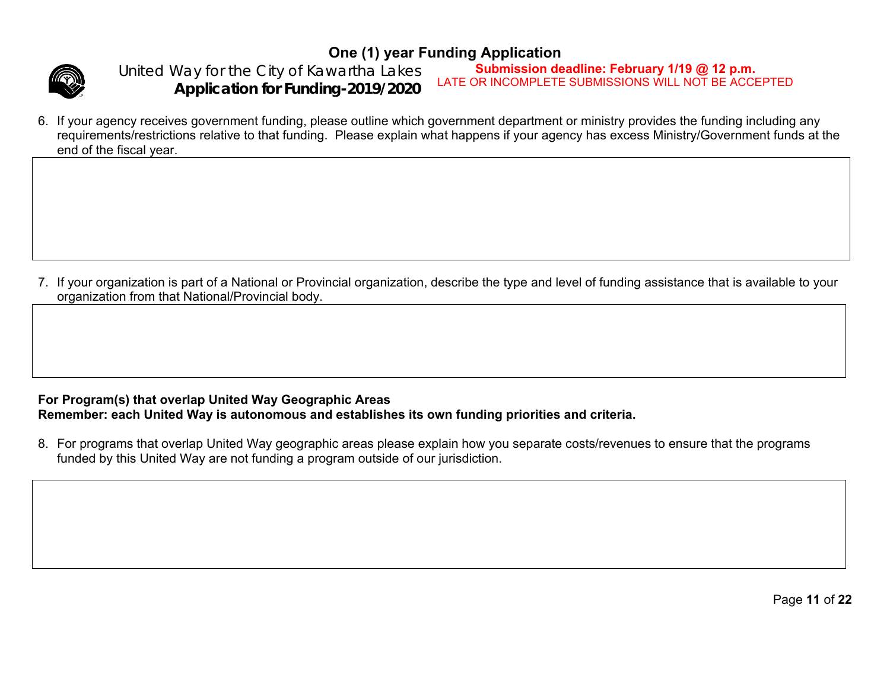**One (1) year Funding Application**

United Way for the City of Kawartha Lakes
**Application for Funding-2019/2020**

**Submission deadline: February 1/19 @ 12 p.m.**
LATE OR INCOMPLETE SUBMISSIONS WILL NOT BE ACCEPTED

6. If your agency receives government funding, please outline which government department or ministry provides the funding including any requirements/restrictions relative to that funding. Please explain what happens if your agency has excess Ministry/Government funds at the end of the fiscal year.

| |
|---|
| |

7. If your organization is part of a National or Provincial organization, describe the type and level of funding assistance that is available to your organization from that National/Provincial body.

| |
|---|
| |

**For Program(s) that overlap United Way Geographic Areas**
**Remember: each United Way is autonomous and establishes its own funding priorities and criteria.**

8. For programs that overlap United Way geographic areas please explain how you separate costs/revenues to ensure that the programs funded by this United Way are not funding a program outside of our jurisdiction.

| |
|---|
| |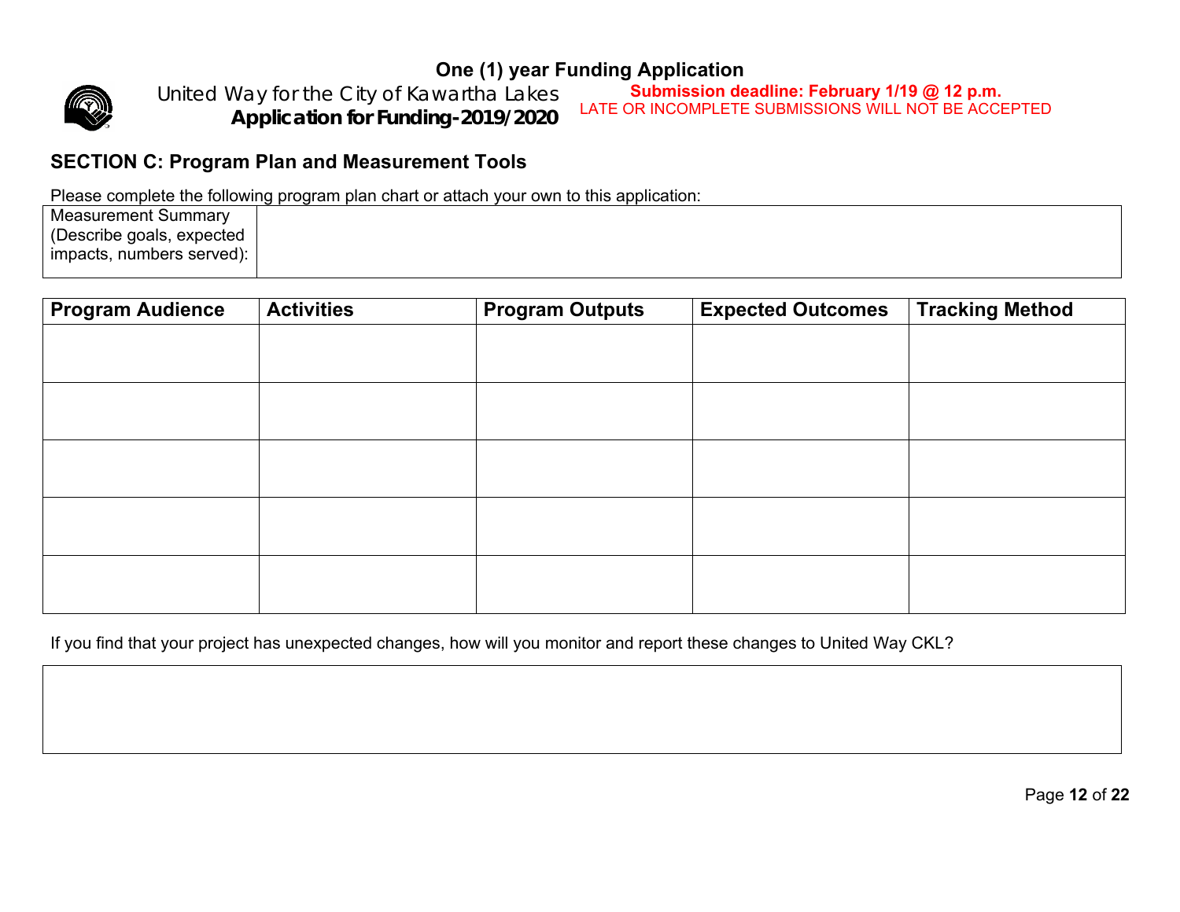**One (1) year Funding Application**

United Way for the City of Kawartha Lakes
**Application for Funding-2019/2020**

**Submission deadline: February 1/19 @ 12 p.m.**
LATE OR INCOMPLETE SUBMISSIONS WILL NOT BE ACCEPTED

## SECTION C: Program Plan and Measurement Tools

Please complete the following program plan chart or attach your own to this application:

| Measurement Summary (Describe goals, expected impacts, numbers served): | |
|---|---|

| Program Audience | Activities | Program Outputs | Expected Outcomes | Tracking Method |
|---|---|---|---|---|
| | | | | |
| | | | | |
| | | | | |
| | | | | |
| | | | | |

If you find that your project has unexpected changes, how will you monitor and report these changes to United Way CKL?

| |
|---|
| |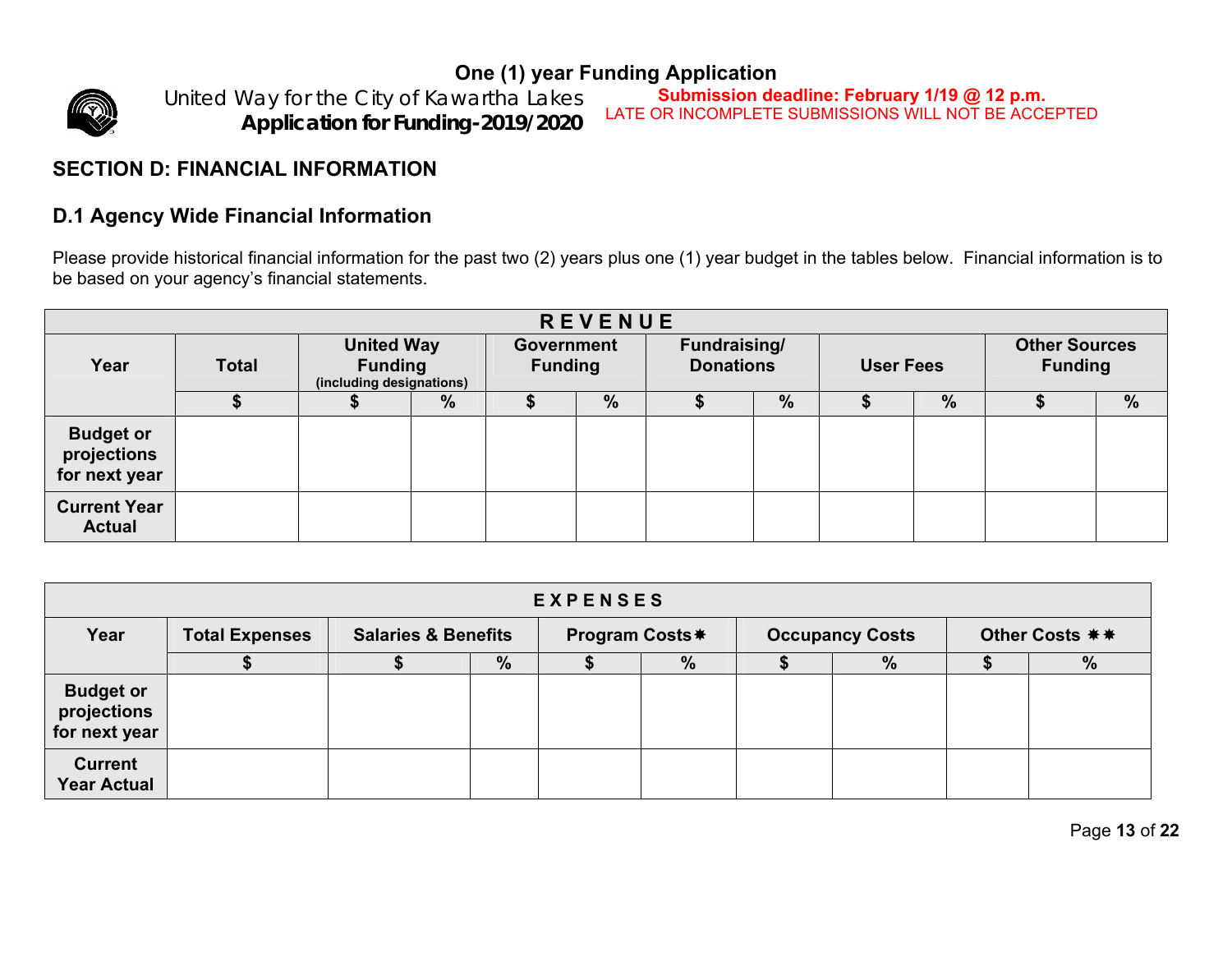One (1) year Funding Application

United Way for the City of Kawartha Lakes
**Application for Funding-2019/2020**

**Submission deadline: February 1/19 @ 12 p.m.**
LATE OR INCOMPLETE SUBMISSIONS WILL NOT BE ACCEPTED

## SECTION D: FINANCIAL INFORMATION

### D.1 Agency Wide Financial Information

Please provide historical financial information for the past two (2) years plus one (1) year budget in the tables below. Financial information is to be based on your agency's financial statements.

| REVENUE | | | | | | | | | | | |
|---|---|---|---|---|---|---|---|---|---|---|---|
| **Year** | **Total** | **United Way Funding** (including designations) | | **Government Funding** | | **Fundraising/ Donations** | | **User Fees** | | **Other Sources Funding** | |
| | **$** | **$** | **%** | **$** | **%** | **$** | **%** | **$** | **%** | **$** | **%** |
| **Budget or projections for next year** | | | | | | | | | | | |
| **Current Year Actual** | | | | | | | | | | | |

| EXPENSES | | | | | | | | | | |
|---|---|---|---|---|---|---|---|---|---|---|
| **Year** | **Total Expenses** | **Salaries & Benefits** | | **Program Costs*** | | **Occupancy Costs** | | **Other Costs **** | | |
| | **$** | **$** | **%** | **$** | **%** | **$** | **%** | **$** | **%** | |
| **Budget or projections for next year** | | | | | | | | | | |
| **Current Year Actual** | | | | | | | | | | |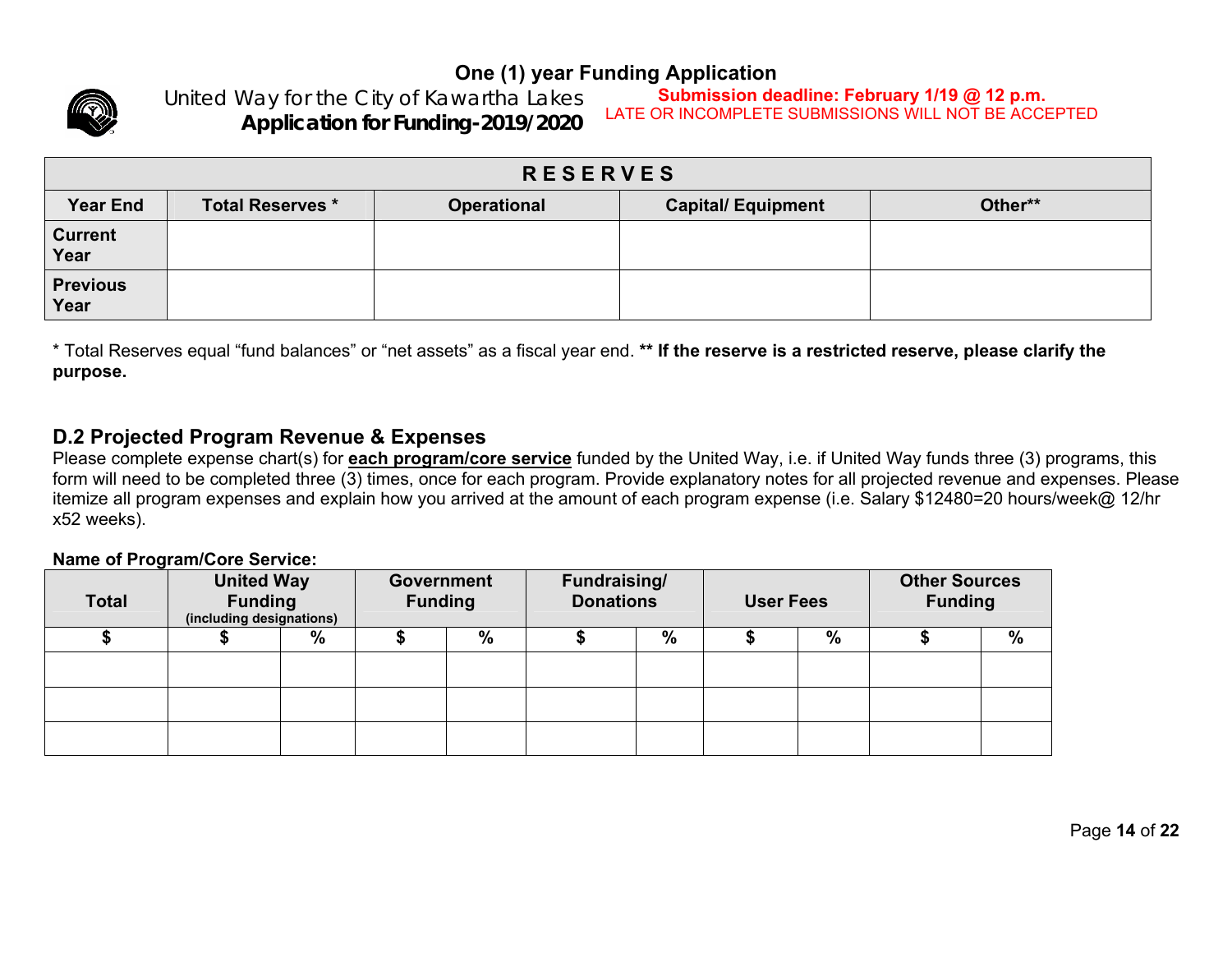One (1) year Funding Application

United Way for the City of Kawartha Lakes
**Application for Funding-2019/2020**

**Submission deadline: February 1/19 @ 12 p.m.**
LATE OR INCOMPLETE SUBMISSIONS WILL NOT BE ACCEPTED

| RESERVES | | | | |
|---|---|---|---|---|
| **Year End** | **Total Reserves \*** | **Operational** | **Capital/ Equipment** | **Other\*\*** |
| **Current Year** | | | | |
| **Previous Year** | | | | |

\* Total Reserves equal “fund balances” or “net assets” as a fiscal year end. **\*\* If the reserve is a restricted reserve, please clarify the purpose.**

## D.2 Projected Program Revenue & Expenses

Please complete expense chart(s) for **each program/core service** funded by the United Way, i.e. if United Way funds three (3) programs, this form will need to be completed three (3) times, once for each program. Provide explanatory notes for all projected revenue and expenses. Please itemize all program expenses and explain how you arrived at the amount of each program expense (i.e. Salary $12480=20 hours/week@ 12/hr x52 weeks).

**Name of Program/Core Service:**

| Total | United Way Funding (including designations) | | Government Funding | | Fundraising/ Donations | | User Fees | | Other Sources Funding | |
|---|---|---|---|---|---|---|---|---|---|---|
| $ | $ | % | $ | % | $ | % | $ | % | $ | % |
| | | | | | | | | | | |
| | | | | | | | | | | |
| | | | | | | | | | | |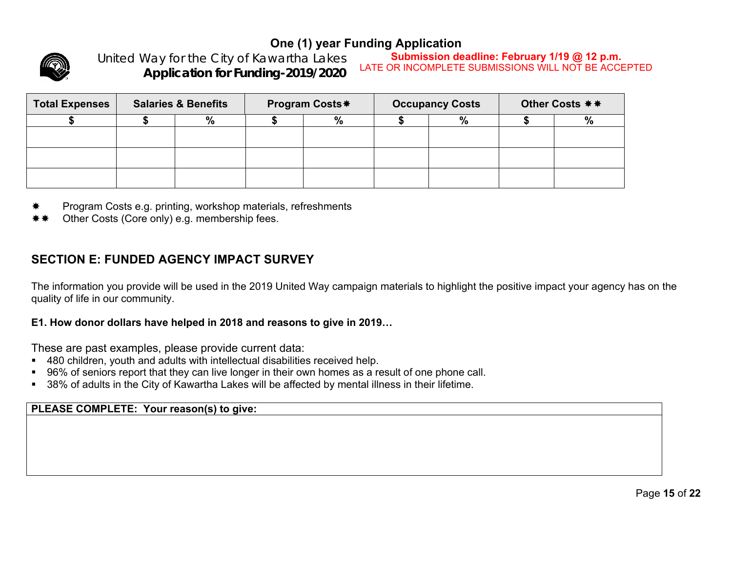**One (1) year Funding Application**

United Way for the City of Kawartha Lakes
**Application for Funding-2019/2020**

**Submission deadline: February 1/19 @ 12 p.m.**
LATE OR INCOMPLETE SUBMISSIONS WILL NOT BE ACCEPTED

| Total Expenses | Salaries & Benefits | | Program Costs✷ | | Occupancy Costs | | Other Costs ✷✷ | |
|---|---|---|---|---|---|---|---|---|
| $ | $ | % | $ | % | $ | % | $ | % |
| | | | | | | | | |
| | | | | | | | | |
| | | | | | | | | |

✷ Program Costs e.g. printing, workshop materials, refreshments
✷✷ Other Costs (Core only) e.g. membership fees.

## SECTION E: FUNDED AGENCY IMPACT SURVEY

The information you provide will be used in the 2019 United Way campaign materials to highlight the positive impact your agency has on the quality of life in our community.

**E1. How donor dollars have helped in 2018 and reasons to give in 2019…**

These are past examples, please provide current data:

- 480 children, youth and adults with intellectual disabilities received help.
- 96% of seniors report that they can live longer in their own homes as a result of one phone call.
- 38% of adults in the City of Kawartha Lakes will be affected by mental illness in their lifetime.

| PLEASE COMPLETE: Your reason(s) to give: |
|---|
| |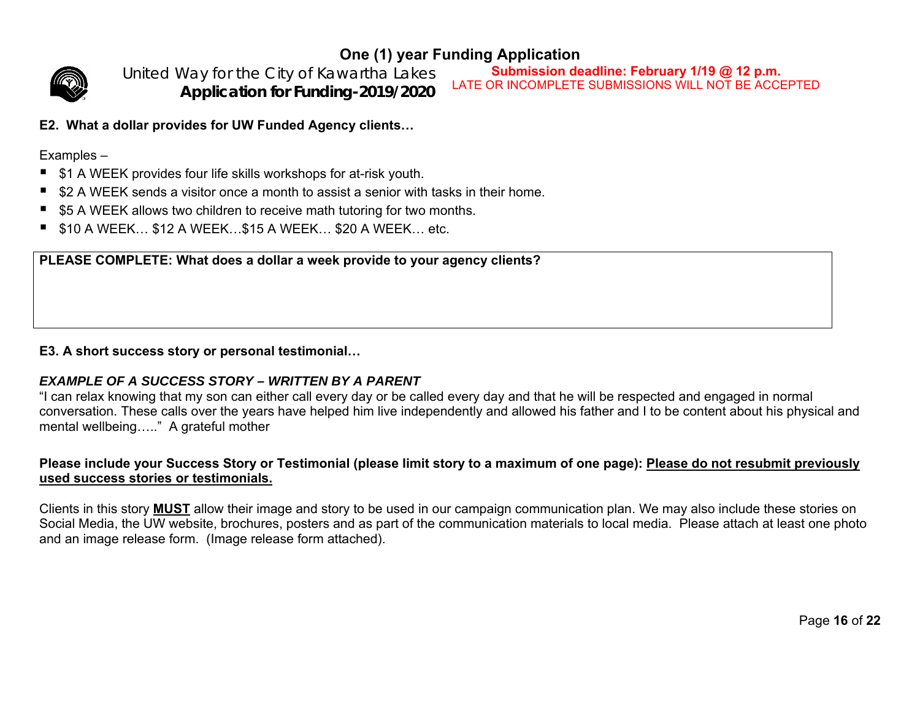## E2. What a dollar provides for UW Funded Agency clients…

Examples –

- $1 A WEEK provides four life skills workshops for at-risk youth.
- $2 A WEEK sends a visitor once a month to assist a senior with tasks in their home.
- $5 A WEEK allows two children to receive math tutoring for two months.
- $10 A WEEK… $12 A WEEK…$15 A WEEK… $20 A WEEK… etc.

| **PLEASE COMPLETE: What does a dollar a week provide to your agency clients?** |
|---|
| |

## E3. A short success story or personal testimonial…

***EXAMPLE OF A SUCCESS STORY – WRITTEN BY A PARENT***

"I can relax knowing that my son can either call every day or be called every day and that he will be respected and engaged in normal conversation. These calls over the years have helped him live independently and allowed his father and I to be content about his physical and mental wellbeing….." A grateful mother

**Please include your Success Story or Testimonial (please limit story to a maximum of one page): <u>Please do not resubmit previously used success stories or testimonials.</u>**

Clients in this story <u>**MUST**</u> allow their image and story to be used in our campaign communication plan. We may also include these stories on Social Media, the UW website, brochures, posters and as part of the communication materials to local media. Please attach at least one photo and an image release form. (Image release form attached).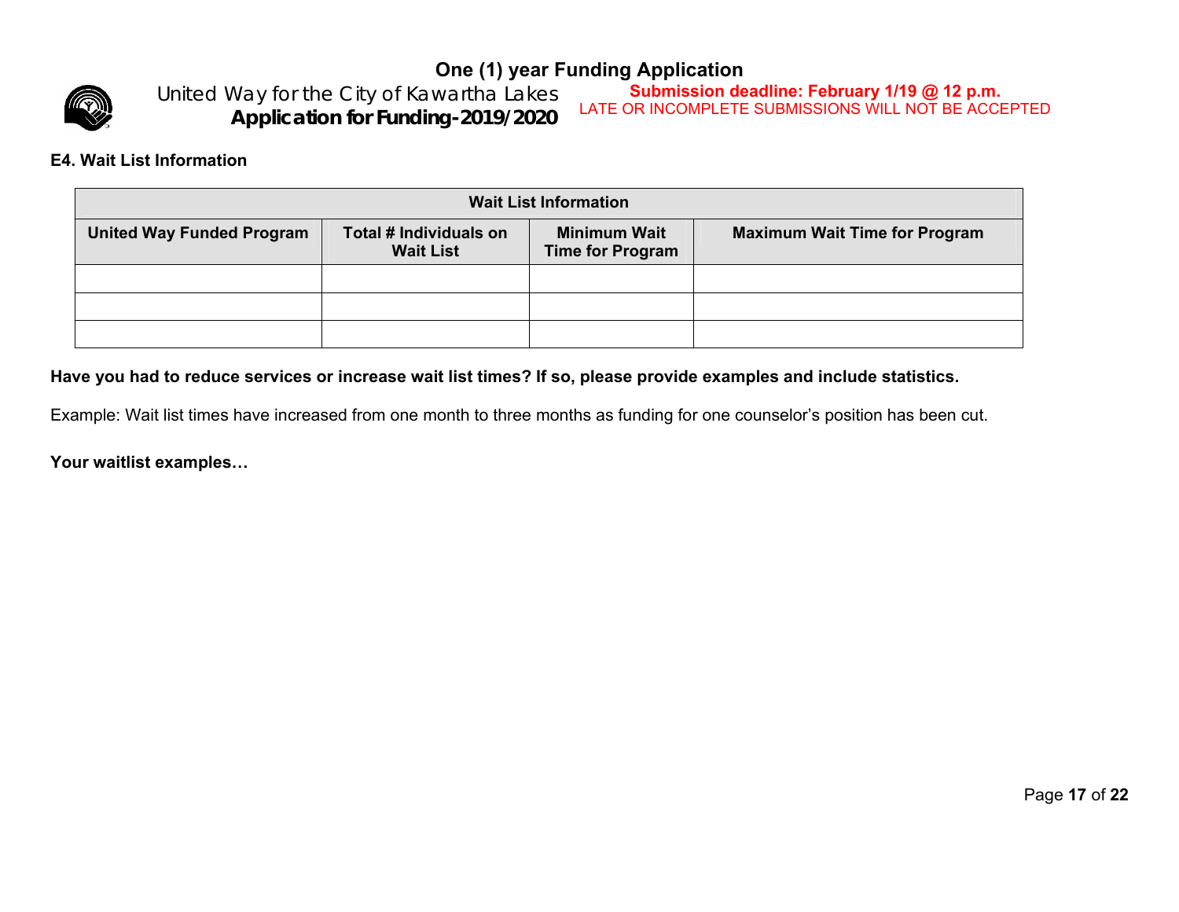### E4. Wait List Information

| Wait List Information | | | |
|---|---|---|---|
| **United Way Funded Program** | **Total # Individuals on Wait List** | **Minimum Wait Time for Program** | **Maximum Wait Time for Program** |
| | | | |
| | | | |
| | | | |

**Have you had to reduce services or increase wait list times? If so, please provide examples and include statistics.**

Example: Wait list times have increased from one month to three months as funding for one counselor's position has been cut.

**Your waitlist examples…**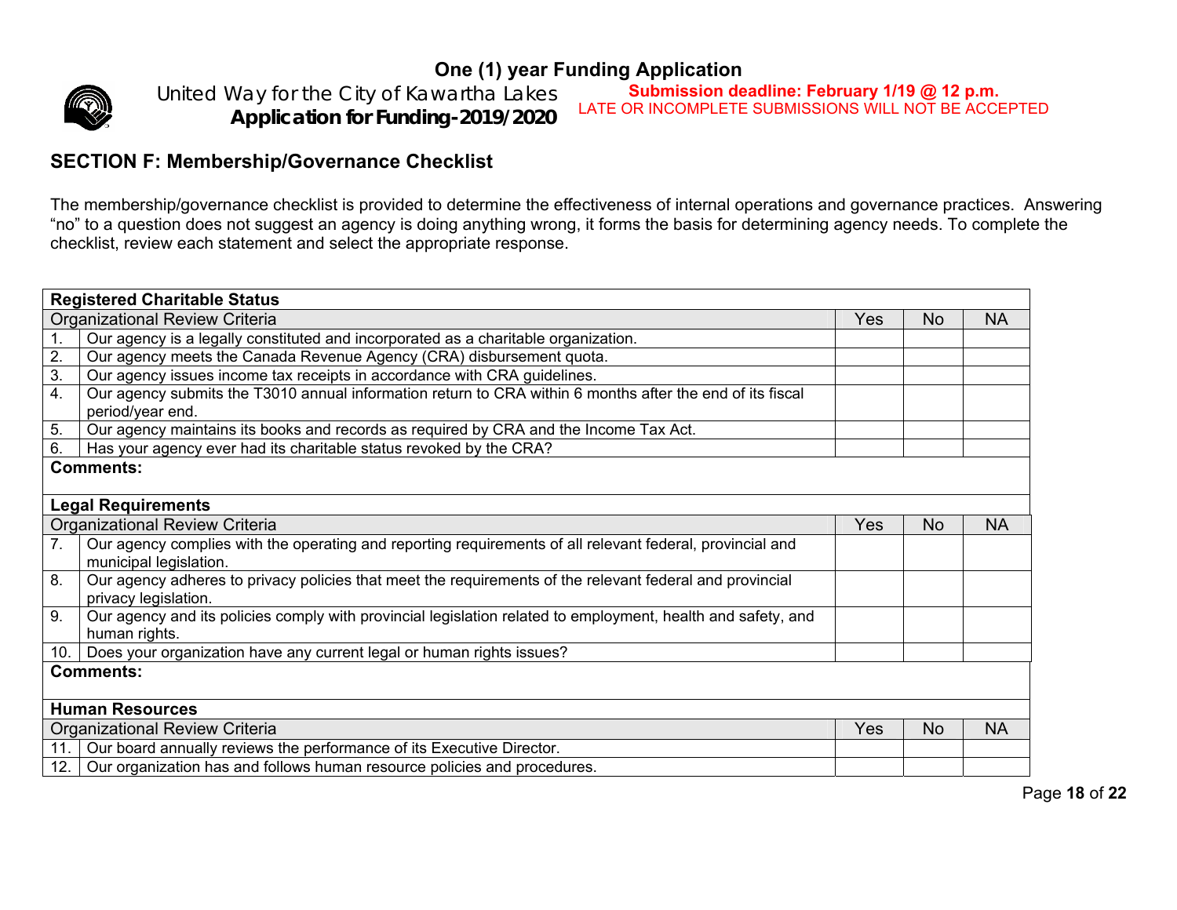One (1) year Funding Application

United Way for the City of Kawartha Lakes
**Application for Funding-2019/2020**

**Submission deadline: February 1/19 @ 12 p.m.**
LATE OR INCOMPLETE SUBMISSIONS WILL NOT BE ACCEPTED

## SECTION F: Membership/Governance Checklist

The membership/governance checklist is provided to determine the effectiveness of internal operations and governance practices. Answering "no" to a question does not suggest an agency is doing anything wrong, it forms the basis for determining agency needs. To complete the checklist, review each statement and select the appropriate response.

| **Registered Charitable Status** | | | | |
|---|---|---|---|---|
| Organizational Review Criteria | | Yes | No | NA |
| 1. | Our agency is a legally constituted and incorporated as a charitable organization. | | | |
| 2. | Our agency meets the Canada Revenue Agency (CRA) disbursement quota. | | | |
| 3. | Our agency issues income tax receipts in accordance with CRA guidelines. | | | |
| 4. | Our agency submits the T3010 annual information return to CRA within 6 months after the end of its fiscal period/year end. | | | |
| 5. | Our agency maintains its books and records as required by CRA and the Income Tax Act. | | | |
| 6. | Has your agency ever had its charitable status revoked by the CRA? | | | |
| **Comments:** | | | | |

| **Legal Requirements** | | | | |
|---|---|---|---|---|
| Organizational Review Criteria | | Yes | No | NA |
| 7. | Our agency complies with the operating and reporting requirements of all relevant federal, provincial and municipal legislation. | | | |
| 8. | Our agency adheres to privacy policies that meet the requirements of the relevant federal and provincial privacy legislation. | | | |
| 9. | Our agency and its policies comply with provincial legislation related to employment, health and safety, and human rights. | | | |
| 10. | Does your organization have any current legal or human rights issues? | | | |
| **Comments:** | | | | |

| **Human Resources** | | | | |
|---|---|---|---|---|
| Organizational Review Criteria | | Yes | No | NA |
| 11. | Our board annually reviews the performance of its Executive Director. | | | |
| 12. | Our organization has and follows human resource policies and procedures. | | | |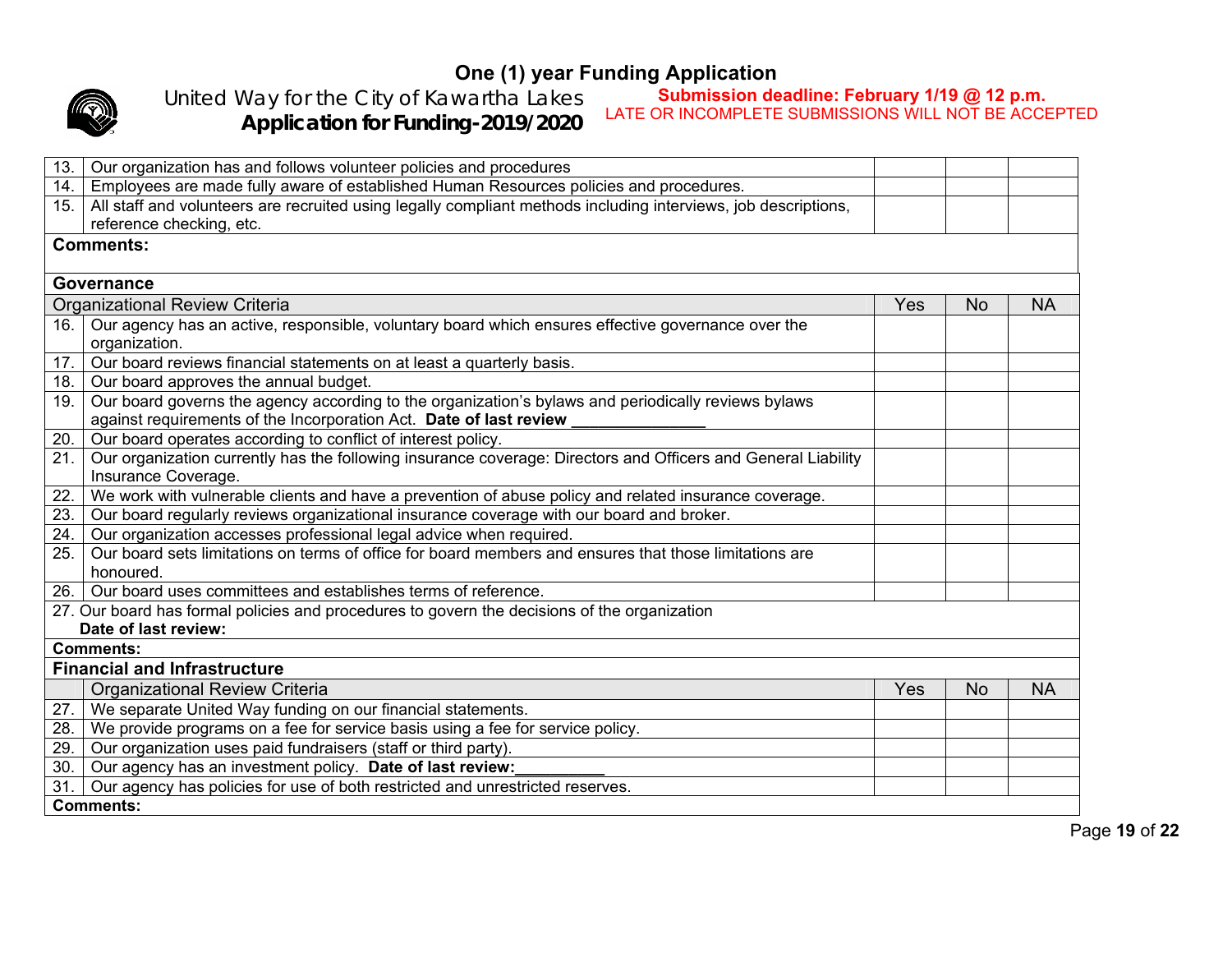# One (1) year Funding Application

United Way for the City of Kawartha Lakes
**Application for Funding-2019/2020**

**Submission deadline: February 1/19 @ 12 p.m.**
LATE OR INCOMPLETE SUBMISSIONS WILL NOT BE ACCEPTED

| | | | | |
|---|---|---|---|---|
| 13. | Our organization has and follows volunteer policies and procedures | | | |
| 14. | Employees are made fully aware of established Human Resources policies and procedures. | | | |
| 15. | All staff and volunteers are recruited using legally compliant methods including interviews, job descriptions, reference checking, etc. | | | |
| **Comments:** | | | | |

**Governance**

| | Organizational Review Criteria | Yes | No | NA |
|---|---|---|---|---|
| 16. | Our agency has an active, responsible, voluntary board which ensures effective governance over the organization. | | | |
| 17. | Our board reviews financial statements on at least a quarterly basis. | | | |
| 18. | Our board approves the annual budget. | | | |
| 19. | Our board governs the agency according to the organization's bylaws and periodically reviews bylaws against requirements of the Incorporation Act. **Date of last review** _______________ | | | |
| 20. | Our board operates according to conflict of interest policy. | | | |
| 21. | Our organization currently has the following insurance coverage: Directors and Officers and General Liability Insurance Coverage. | | | |
| 22. | We work with vulnerable clients and have a prevention of abuse policy and related insurance coverage. | | | |
| 23. | Our board regularly reviews organizational insurance coverage with our board and broker. | | | |
| 24. | Our organization accesses professional legal advice when required. | | | |
| 25. | Our board sets limitations on terms of office for board members and ensures that those limitations are honoured. | | | |
| 26. | Our board uses committees and establishes terms of reference. | | | |
| 27. | Our board has formal policies and procedures to govern the decisions of the organization **Date of last review:** | | | |
| **Comments:** | | | | |

**Financial and Infrastructure**

| | Organizational Review Criteria | Yes | No | NA |
|---|---|---|---|---|
| 27. | We separate United Way funding on our financial statements. | | | |
| 28. | We provide programs on a fee for service basis using a fee for service policy. | | | |
| 29. | Our organization uses paid fundraisers (staff or third party). | | | |
| 30. | Our agency has an investment policy. **Date of last review:**__________ | | | |
| 31. | Our agency has policies for use of both restricted and unrestricted reserves. | | | |
| **Comments:** | | | | |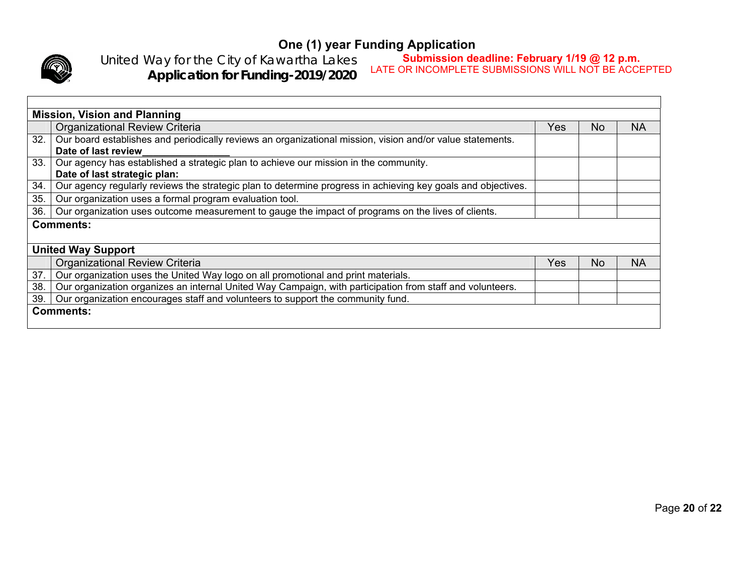# One (1) year Funding Application

United Way for the City of Kawartha Lakes
**Application for Funding-2019/2020**

**Submission deadline: February 1/19 @ 12 p.m.**
LATE OR INCOMPLETE SUBMISSIONS WILL NOT BE ACCEPTED

| **Mission, Vision and Planning** | | | | |
|---|---|---|---|---|
| | Organizational Review Criteria | Yes | No | NA |
| 32. | Our board establishes and periodically reviews an organizational mission, vision and/or value statements.<br>**Date of last review________________** | | | |
| 33. | Our agency has established a strategic plan to achieve our mission in the community.<br>**Date of last strategic plan:** | | | |
| 34. | Our agency regularly reviews the strategic plan to determine progress in achieving key goals and objectives. | | | |
| 35. | Our organization uses a formal program evaluation tool. | | | |
| 36. | Our organization uses outcome measurement to gauge the impact of programs on the lives of clients. | | | |
| **Comments:** | | | | |

| **United Way Support** | | | | |
|---|---|---|---|---|
| | Organizational Review Criteria | Yes | No | NA |
| 37. | Our organization uses the United Way logo on all promotional and print materials. | | | |
| 38. | Our organization organizes an internal United Way Campaign, with participation from staff and volunteers. | | | |
| 39. | Our organization encourages staff and volunteers to support the community fund. | | | |
| **Comments:** | | | | |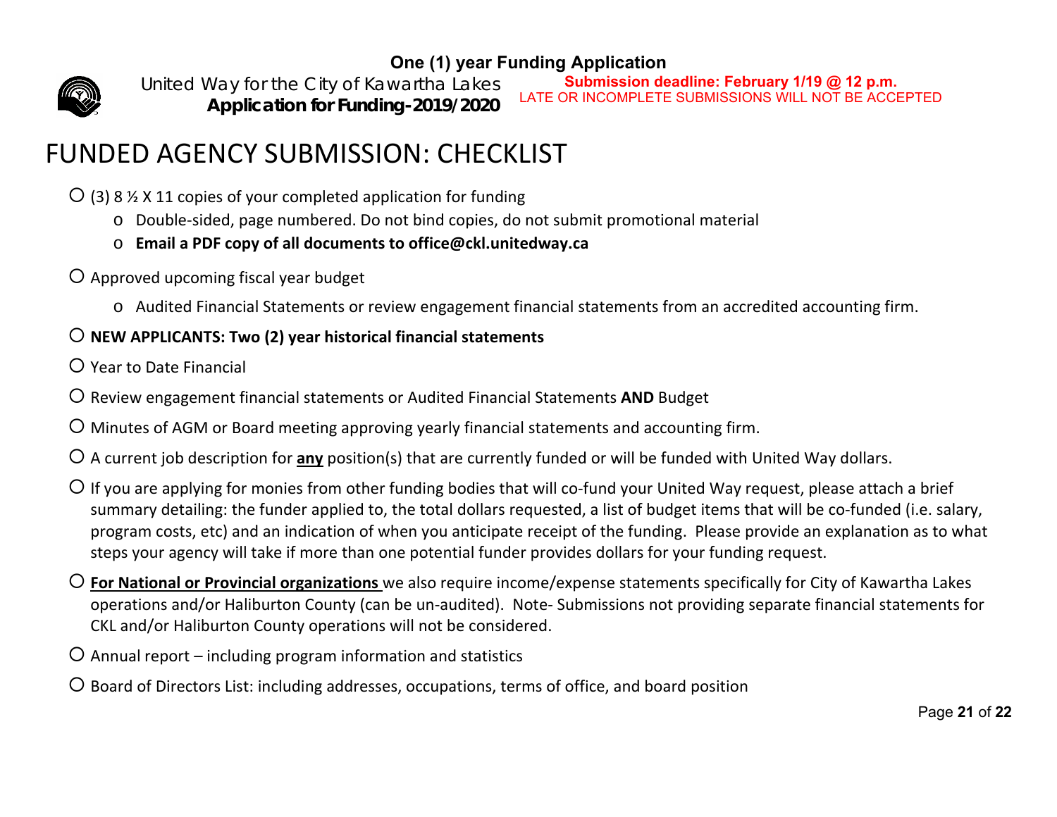**One (1) year Funding Application**

United Way for the City of Kawartha Lakes
**Application for Funding-2019/2020**

**Submission deadline: February 1/19 @ 12 p.m.**
LATE OR INCOMPLETE SUBMISSIONS WILL NOT BE ACCEPTED

# FUNDED AGENCY SUBMISSION: CHECKLIST

- ☐ (3) 8 ½ X 11 copies of your completed application for funding
  - Double-sided, page numbered. Do not bind copies, do not submit promotional material
  - **Email a PDF copy of all documents to office@ckl.unitedway.ca**
- ☐ Approved upcoming fiscal year budget
  - Audited Financial Statements or review engagement financial statements from an accredited accounting firm.
- ☐ **NEW APPLICANTS: Two (2) year historical financial statements**
- ☐ Year to Date Financial
- ☐ Review engagement financial statements or Audited Financial Statements **AND** Budget
- ☐ Minutes of AGM or Board meeting approving yearly financial statements and accounting firm.
- ☐ A current job description for **any** position(s) that are currently funded or will be funded with United Way dollars.
- ☐ If you are applying for monies from other funding bodies that will co-fund your United Way request, please attach a brief summary detailing: the funder applied to, the total dollars requested, a list of budget items that will be co-funded (i.e. salary, program costs, etc) and an indication of when you anticipate receipt of the funding. Please provide an explanation as to what steps your agency will take if more than one potential funder provides dollars for your funding request.
- ☐ **For National or Provincial organizations** we also require income/expense statements specifically for City of Kawartha Lakes operations and/or Haliburton County (can be un-audited). Note- Submissions not providing separate financial statements for CKL and/or Haliburton County operations will not be considered.
- ☐ Annual report – including program information and statistics
- ☐ Board of Directors List: including addresses, occupations, terms of office, and board position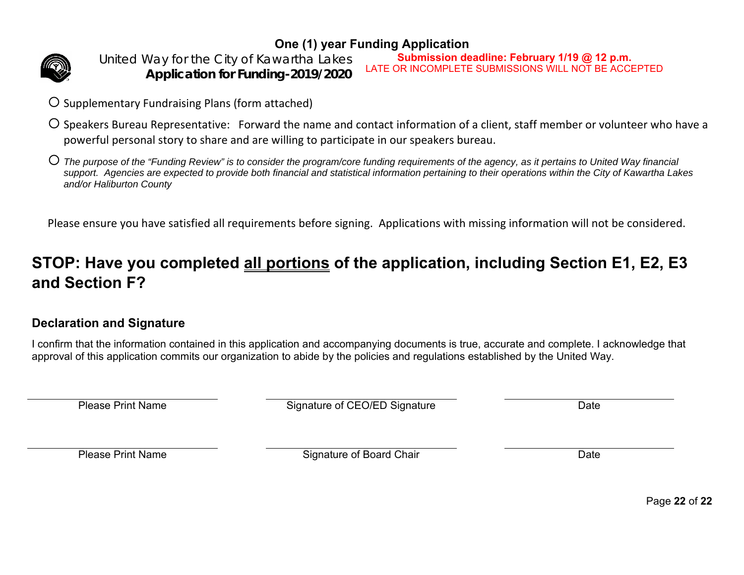- Supplementary Fundraising Plans (form attached)
- Speakers Bureau Representative: Forward the name and contact information of a client, staff member or volunteer who have a powerful personal story to share and are willing to participate in our speakers bureau.
- *The purpose of the "Funding Review" is to consider the program/core funding requirements of the agency, as it pertains to United Way financial support. Agencies are expected to provide both financial and statistical information pertaining to their operations within the City of Kawartha Lakes and/or Haliburton County*

Please ensure you have satisfied all requirements before signing. Applications with missing information will not be considered.

## STOP: Have you completed <u>all portions</u> of the application, including Section E1, E2, E3 and Section F?

### Declaration and Signature

I confirm that the information contained in this application and accompanying documents is true, accurate and complete. I acknowledge that approval of this application commits our organization to abide by the policies and regulations established by the United Way.

| | | |
|---|---|---|
| Please Print Name | Signature of CEO/ED Signature | Date |
| Please Print Name | Signature of Board Chair | Date |